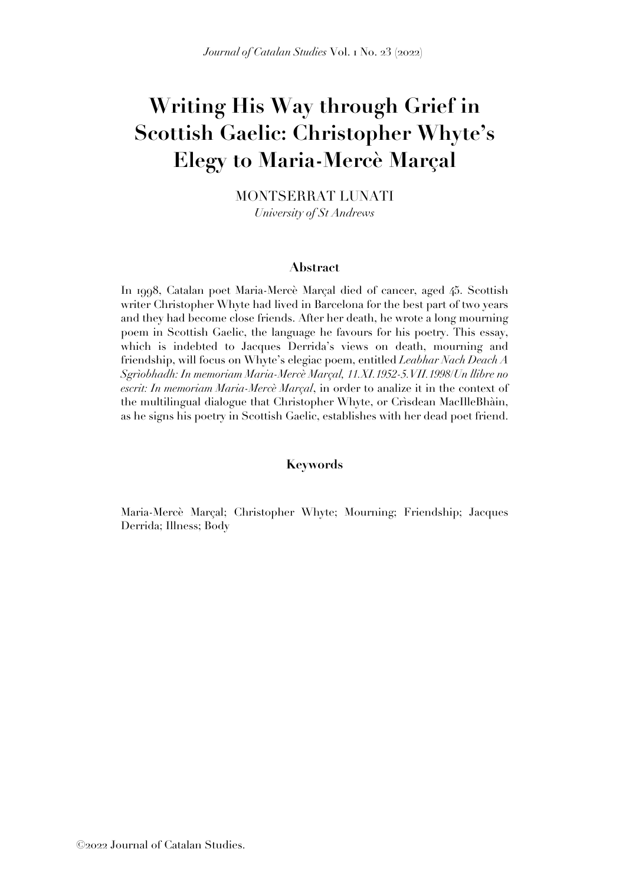# Writing His Way through Grief in Scottish Gaelic: Christopher Whyte's Elegy to Maria-Mercè Marçal

MONTSERRAT LUNATI
*University of St Andrews*

## Abstract

In 1998, Catalan poet Maria-Mercè Marçal died of cancer, aged 45. Scottish writer Christopher Whyte had lived in Barcelona for the best part of two years and they had become close friends. After her death, he wrote a long mourning poem in Scottish Gaelic, the language he favours for his poetry. This essay, which is indebted to Jacques Derrida's views on death, mourning and friendship, will focus on Whyte's elegiac poem, entitled *Leabhar Nach Deach A Sgrìobhadh: In memoriam Maria-Mercè Marçal, 11.XI.1952-5.VII.1998/Un llibre no escrit: In memoriam Maria-Mercè Marçal*, in order to analize it in the context of the multilingual dialogue that Christopher Whyte, or Crìsdean MacIlleBhàin, as he signs his poetry in Scottish Gaelic, establishes with her dead poet friend.

## Keywords

Maria-Mercè Marçal; Christopher Whyte; Mourning; Friendship; Jacques Derrida; Illness; Body

©2022 Journal of Catalan Studies.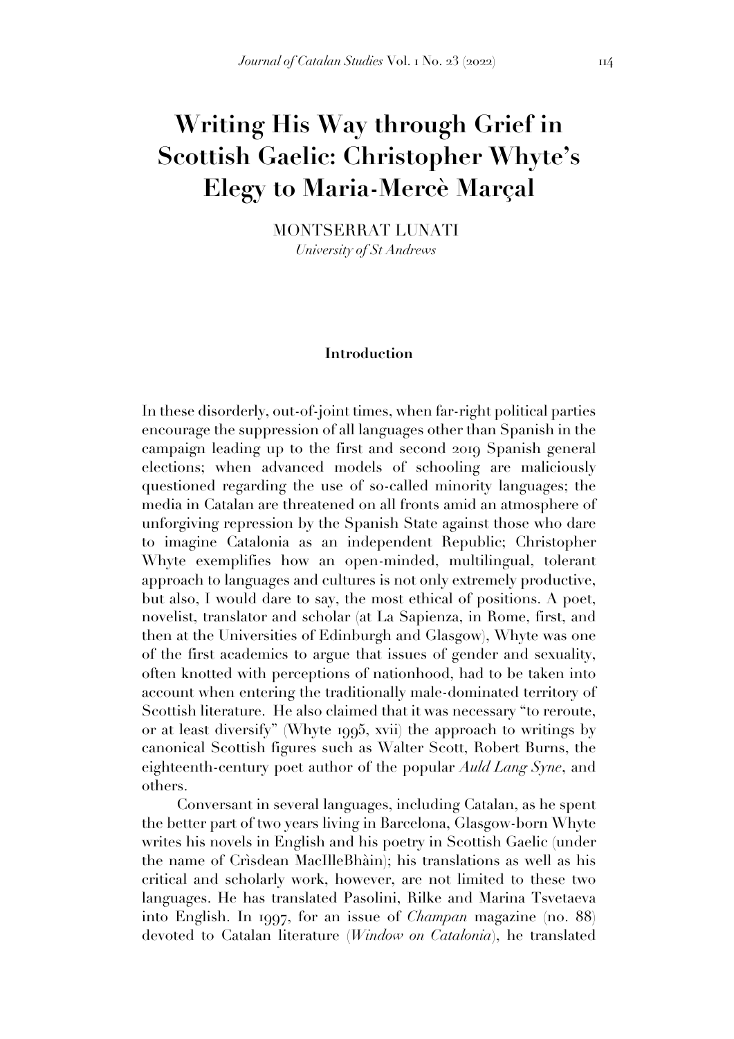# Writing His Way through Grief in Scottish Gaelic: Christopher Whyte's Elegy to Maria-Mercè Marçal

MONTSERRAT LUNATI

*University of St Andrews*

## Introduction

In these disorderly, out-of-joint times, when far-right political parties encourage the suppression of all languages other than Spanish in the campaign leading up to the first and second 2019 Spanish general elections; when advanced models of schooling are maliciously questioned regarding the use of so-called minority languages; the media in Catalan are threatened on all fronts amid an atmosphere of unforgiving repression by the Spanish State against those who dare to imagine Catalonia as an independent Republic; Christopher Whyte exemplifies how an open-minded, multilingual, tolerant approach to languages and cultures is not only extremely productive, but also, I would dare to say, the most ethical of positions. A poet, novelist, translator and scholar (at La Sapienza, in Rome, first, and then at the Universities of Edinburgh and Glasgow), Whyte was one of the first academics to argue that issues of gender and sexuality, often knotted with perceptions of nationhood, had to be taken into account when entering the traditionally male-dominated territory of Scottish literature. He also claimed that it was necessary "to reroute, or at least diversify" (Whyte 1995, xvii) the approach to writings by canonical Scottish figures such as Walter Scott, Robert Burns, the eighteenth-century poet author of the popular *Auld Lang Syne*, and others.

Conversant in several languages, including Catalan, as he spent the better part of two years living in Barcelona, Glasgow-born Whyte writes his novels in English and his poetry in Scottish Gaelic (under the name of Crìsdean MacIlleBhàin); his translations as well as his critical and scholarly work, however, are not limited to these two languages. He has translated Pasolini, Rilke and Marina Tsvetaeva into English. In 1997, for an issue of *Champan* magazine (no. 88) devoted to Catalan literature (*Window on Catalonia*), he translated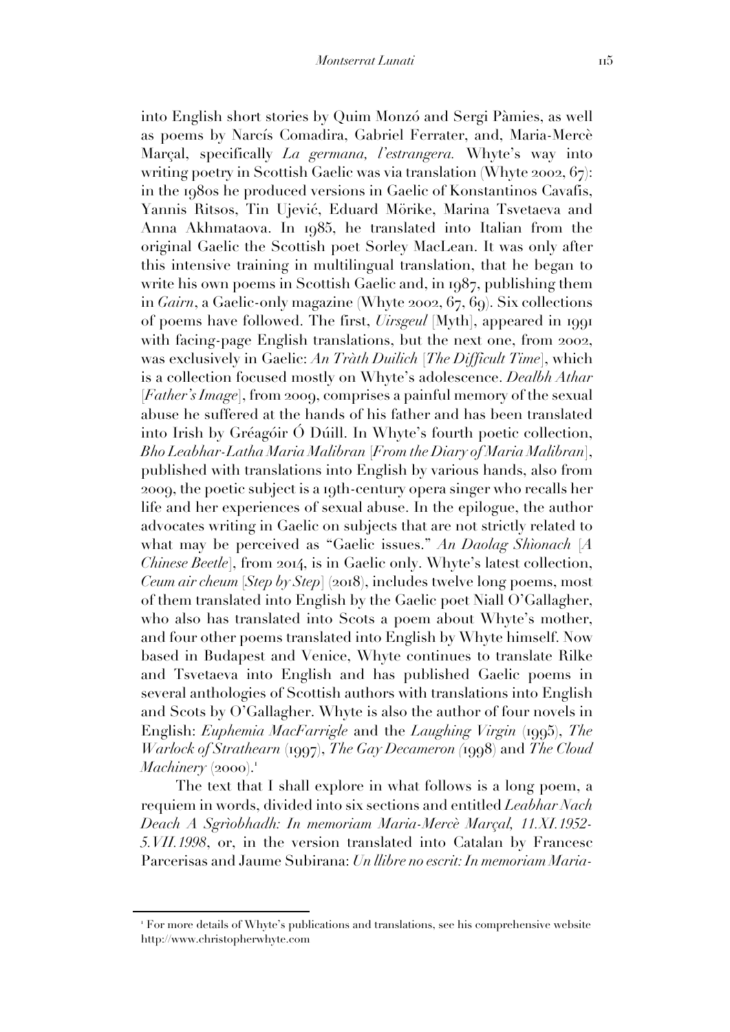into English short stories by Quim Monzó and Sergi Pàmies, as well as poems by Narcís Comadira, Gabriel Ferrater, and, Maria-Mercè Marçal, specifically *La germana, l'estrangera.* Whyte's way into writing poetry in Scottish Gaelic was via translation (Whyte 2002, 67): in the 1980s he produced versions in Gaelic of Konstantinos Cavafis, Yannis Ritsos, Tin Ujević, Eduard Mörike, Marina Tsvetaeva and Anna Akhmataova. In 1985, he translated into Italian from the original Gaelic the Scottish poet Sorley MacLean. It was only after this intensive training in multilingual translation, that he began to write his own poems in Scottish Gaelic and, in 1987, publishing them in *Gairn*, a Gaelic-only magazine (Whyte 2002, 67, 69). Six collections of poems have followed. The first, *Uirsgeul* [Myth], appeared in 1991 with facing-page English translations, but the next one, from 2002, was exclusively in Gaelic: *An Tràth Duilich* [*The Difficult Time*], which is a collection focused mostly on Whyte's adolescence. *Dealbh Athar* [*Father's Image*], from 2009, comprises a painful memory of the sexual abuse he suffered at the hands of his father and has been translated into Irish by Gréagóir Ó Dúill. In Whyte's fourth poetic collection, *Bho Leabhar-Latha Maria Malibran* [*From the Diary of Maria Malibran*], published with translations into English by various hands, also from 2009, the poetic subject is a 19th-century opera singer who recalls her life and her experiences of sexual abuse. In the epilogue, the author advocates writing in Gaelic on subjects that are not strictly related to what may be perceived as "Gaelic issues." *An Daolag Shìonach* [*A Chinese Beetle*], from 2014, is in Gaelic only. Whyte's latest collection, *Ceum air cheum* [*Step by Step*] (2018), includes twelve long poems, most of them translated into English by the Gaelic poet Niall O'Gallagher, who also has translated into Scots a poem about Whyte's mother, and four other poems translated into English by Whyte himself. Now based in Budapest and Venice, Whyte continues to translate Rilke and Tsvetaeva into English and has published Gaelic poems in several anthologies of Scottish authors with translations into English and Scots by O'Gallagher. Whyte is also the author of four novels in English: *Euphemia MacFarrigle* and the *Laughing Virgin* (1995), *The Warlock of Strathearn* (1997), *The Gay Decameron (*1998) and *The Cloud Machinery* (2000).[1]

The text that I shall explore in what follows is a long poem, a requiem in words, divided into six sections and entitled *Leabhar Nach Deach A Sgrìobhadh: In memoriam Maria-Mercè Marçal, 11.XI.1952-5.VII.1998*, or, in the version translated into Catalan by Francesc Parcerisas and Jaume Subirana: *Un llibre no escrit: In memoriam Maria-*

[1] For more details of Whyte's publications and translations, see his comprehensive website http://www.christopherwhyte.com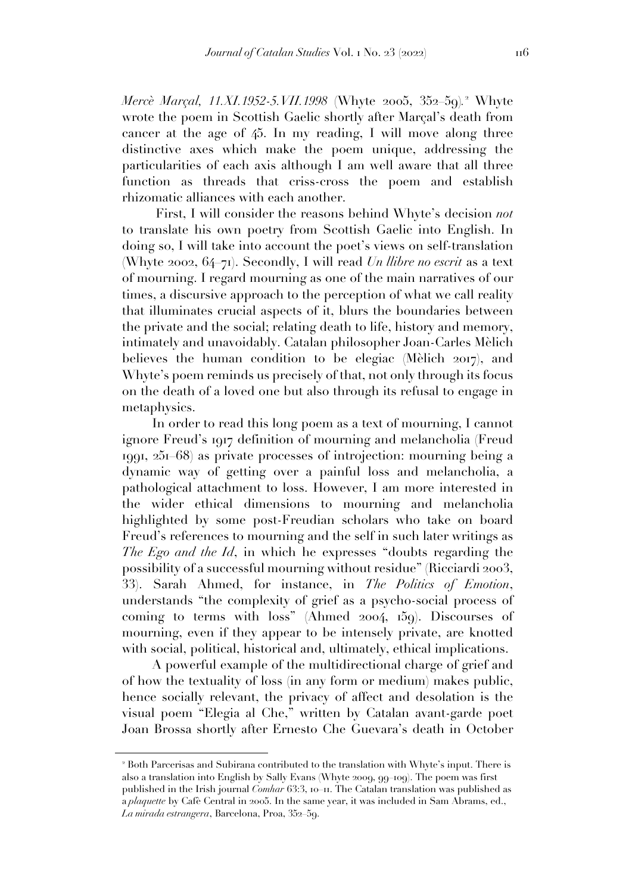*Mercè Marçal, 11.XI.1952-5.VII.1998* (Whyte 2005, 352–59).[2] Whyte wrote the poem in Scottish Gaelic shortly after Marçal's death from cancer at the age of 45. In my reading, I will move along three distinctive axes which make the poem unique, addressing the particularities of each axis although I am well aware that all three function as threads that criss-cross the poem and establish rhizomatic alliances with each another.

First, I will consider the reasons behind Whyte's decision *not* to translate his own poetry from Scottish Gaelic into English. In doing so, I will take into account the poet's views on self-translation (Whyte 2002, 64–71). Secondly, I will read *Un llibre no escrit* as a text of mourning. I regard mourning as one of the main narratives of our times, a discursive approach to the perception of what we call reality that illuminates crucial aspects of it, blurs the boundaries between the private and the social; relating death to life, history and memory, intimately and unavoidably. Catalan philosopher Joan-Carles Mèlich believes the human condition to be elegiac (Mèlich 2017), and Whyte's poem reminds us precisely of that, not only through its focus on the death of a loved one but also through its refusal to engage in metaphysics.

In order to read this long poem as a text of mourning, I cannot ignore Freud's 1917 definition of mourning and melancholia (Freud 1991, 251–68) as private processes of introjection: mourning being a dynamic way of getting over a painful loss and melancholia, a pathological attachment to loss. However, I am more interested in the wider ethical dimensions to mourning and melancholia highlighted by some post-Freudian scholars who take on board Freud's references to mourning and the self in such later writings as *The Ego and the Id*, in which he expresses "doubts regarding the possibility of a successful mourning without residue" (Ricciardi 2003, 33). Sarah Ahmed, for instance, in *The Politics of Emotion*, understands "the complexity of grief as a psycho-social process of coming to terms with loss" (Ahmed 2004, 159). Discourses of mourning, even if they appear to be intensely private, are knotted with social, political, historical and, ultimately, ethical implications.

A powerful example of the multidirectional charge of grief and of how the textuality of loss (in any form or medium) makes public, hence socially relevant, the privacy of affect and desolation is the visual poem "Elegia al Che," written by Catalan avant-garde poet Joan Brossa shortly after Ernesto Che Guevara's death in October

[2] Both Parcerisas and Subirana contributed to the translation with Whyte's input. There is also a translation into English by Sally Evans (Whyte 2009, 99–109). The poem was first published in the Irish journal *Comhar* 63:3, 10–11. The Catalan translation was published as a *plaquette* by Cafè Central in 2005. In the same year, it was included in Sam Abrams, ed., *La mirada estrangera*, Barcelona, Proa, 352–59.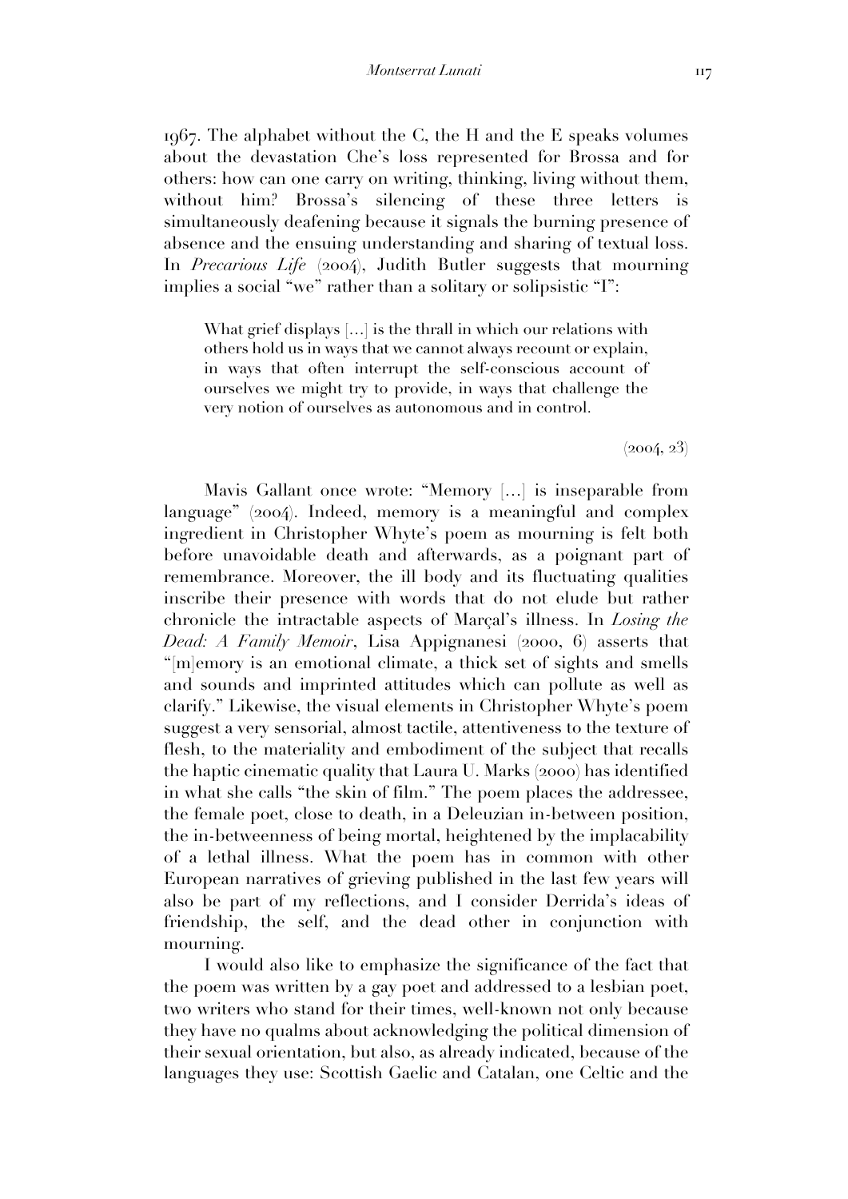1967. The alphabet without the C, the H and the E speaks volumes about the devastation Che's loss represented for Brossa and for others: how can one carry on writing, thinking, living without them, without him? Brossa's silencing of these three letters is simultaneously deafening because it signals the burning presence of absence and the ensuing understanding and sharing of textual loss. In *Precarious Life* (2004), Judith Butler suggests that mourning implies a social "we" rather than a solitary or solipsistic "I":

> What grief displays [...] is the thrall in which our relations with others hold us in ways that we cannot always recount or explain, in ways that often interrupt the self-conscious account of ourselves we might try to provide, in ways that challenge the very notion of ourselves as autonomous and in control.
>
> (2004, 23)

Mavis Gallant once wrote: "Memory [...] is inseparable from language" (2004). Indeed, memory is a meaningful and complex ingredient in Christopher Whyte's poem as mourning is felt both before unavoidable death and afterwards, as a poignant part of remembrance. Moreover, the ill body and its fluctuating qualities inscribe their presence with words that do not elude but rather chronicle the intractable aspects of Marçal's illness. In *Losing the Dead: A Family Memoir*, Lisa Appignanesi (2000, 6) asserts that "[m]emory is an emotional climate, a thick set of sights and smells and sounds and imprinted attitudes which can pollute as well as clarify." Likewise, the visual elements in Christopher Whyte's poem suggest a very sensorial, almost tactile, attentiveness to the texture of flesh, to the materiality and embodiment of the subject that recalls the haptic cinematic quality that Laura U. Marks (2000) has identified in what she calls "the skin of film." The poem places the addressee, the female poet, close to death, in a Deleuzian in-between position, the in-betweenness of being mortal, heightened by the implacability of a lethal illness. What the poem has in common with other European narratives of grieving published in the last few years will also be part of my reflections, and I consider Derrida's ideas of friendship, the self, and the dead other in conjunction with mourning.

I would also like to emphasize the significance of the fact that the poem was written by a gay poet and addressed to a lesbian poet, two writers who stand for their times, well-known not only because they have no qualms about acknowledging the political dimension of their sexual orientation, but also, as already indicated, because of the languages they use: Scottish Gaelic and Catalan, one Celtic and the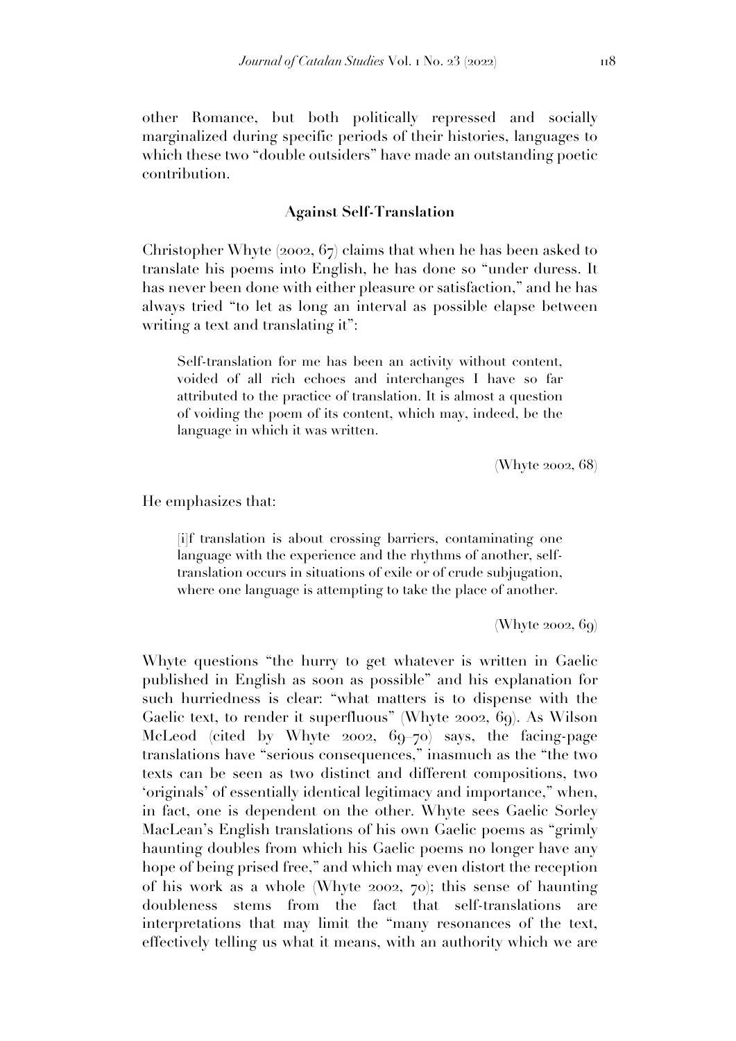other Romance, but both politically repressed and socially marginalized during specific periods of their histories, languages to which these two "double outsiders" have made an outstanding poetic contribution.

## Against Self-Translation

Christopher Whyte (2002, 67) claims that when he has been asked to translate his poems into English, he has done so "under duress. It has never been done with either pleasure or satisfaction," and he has always tried "to let as long an interval as possible elapse between writing a text and translating it":

> Self-translation for me has been an activity without content, voided of all rich echoes and interchanges I have so far attributed to the practice of translation. It is almost a question of voiding the poem of its content, which may, indeed, be the language in which it was written.
>
> (Whyte 2002, 68)

He emphasizes that:

> [i]f translation is about crossing barriers, contaminating one language with the experience and the rhythms of another, self-translation occurs in situations of exile or of crude subjugation, where one language is attempting to take the place of another.
>
> (Whyte 2002, 69)

Whyte questions "the hurry to get whatever is written in Gaelic published in English as soon as possible" and his explanation for such hurriedness is clear: "what matters is to dispense with the Gaelic text, to render it superfluous" (Whyte 2002, 69). As Wilson McLeod (cited by Whyte 2002, 69–70) says, the facing-page translations have "serious consequences," inasmuch as the "the two texts can be seen as two distinct and different compositions, two 'originals' of essentially identical legitimacy and importance," when, in fact, one is dependent on the other. Whyte sees Gaelic Sorley MacLean's English translations of his own Gaelic poems as "grimly haunting doubles from which his Gaelic poems no longer have any hope of being prised free," and which may even distort the reception of his work as a whole (Whyte 2002, 70); this sense of haunting doubleness stems from the fact that self-translations are interpretations that may limit the "many resonances of the text, effectively telling us what it means, with an authority which we are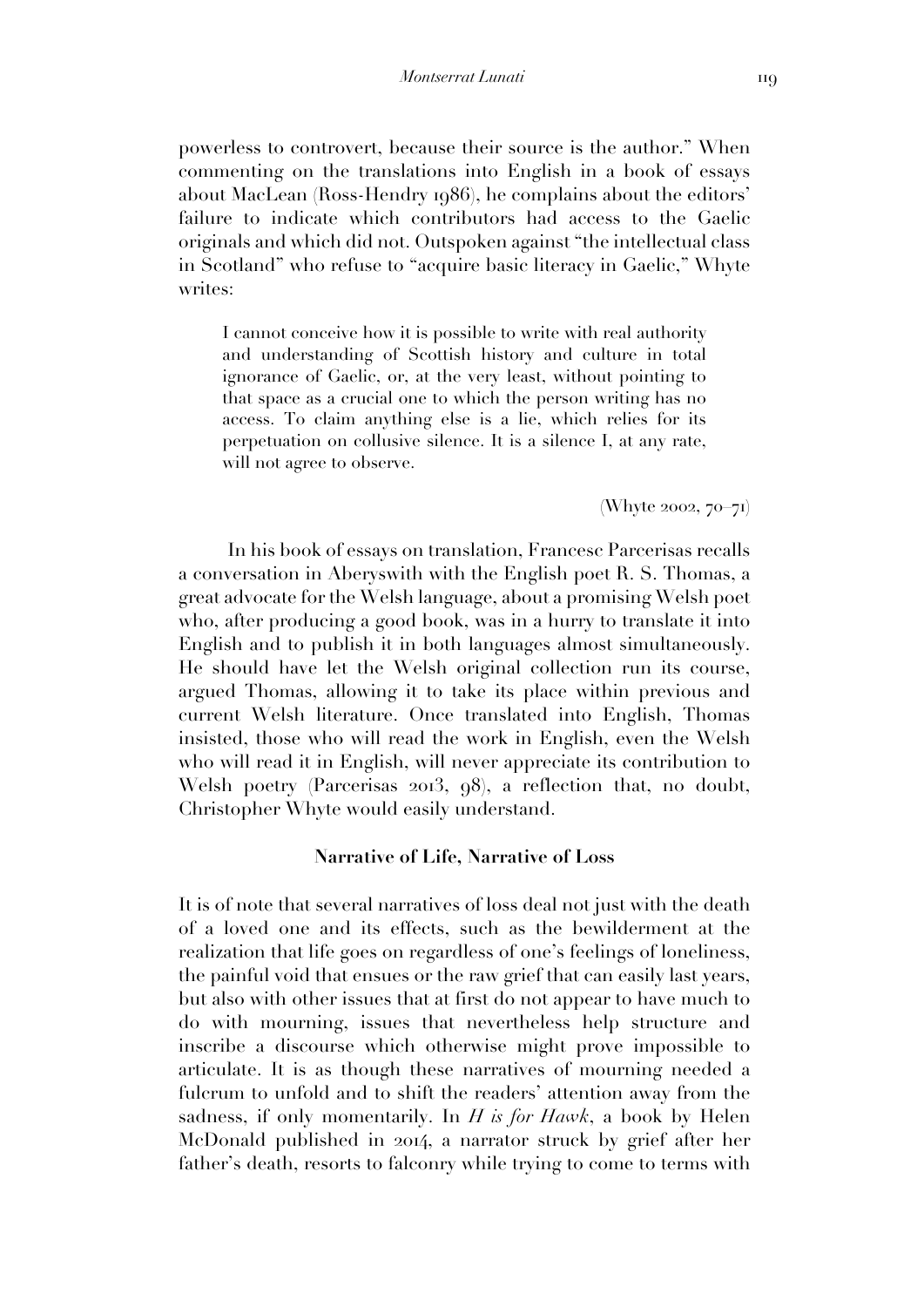powerless to controvert, because their source is the author." When commenting on the translations into English in a book of essays about MacLean (Ross-Hendry 1986), he complains about the editors' failure to indicate which contributors had access to the Gaelic originals and which did not. Outspoken against "the intellectual class in Scotland" who refuse to "acquire basic literacy in Gaelic," Whyte writes:

> I cannot conceive how it is possible to write with real authority and understanding of Scottish history and culture in total ignorance of Gaelic, or, at the very least, without pointing to that space as a crucial one to which the person writing has no access. To claim anything else is a lie, which relies for its perpetuation on collusive silence. It is a silence I, at any rate, will not agree to observe.
>
> (Whyte 2002, 70–71)

In his book of essays on translation, Francesc Parcerisas recalls a conversation in Aberyswith with the English poet R. S. Thomas, a great advocate for the Welsh language, about a promising Welsh poet who, after producing a good book, was in a hurry to translate it into English and to publish it in both languages almost simultaneously. He should have let the Welsh original collection run its course, argued Thomas, allowing it to take its place within previous and current Welsh literature. Once translated into English, Thomas insisted, those who will read the work in English, even the Welsh who will read it in English, will never appreciate its contribution to Welsh poetry (Parcerisas 2013, 98), a reflection that, no doubt, Christopher Whyte would easily understand.

## Narrative of Life, Narrative of Loss

It is of note that several narratives of loss deal not just with the death of a loved one and its effects, such as the bewilderment at the realization that life goes on regardless of one's feelings of loneliness, the painful void that ensues or the raw grief that can easily last years, but also with other issues that at first do not appear to have much to do with mourning, issues that nevertheless help structure and inscribe a discourse which otherwise might prove impossible to articulate. It is as though these narratives of mourning needed a fulcrum to unfold and to shift the readers' attention away from the sadness, if only momentarily. In *H is for Hawk*, a book by Helen McDonald published in 2014, a narrator struck by grief after her father's death, resorts to falconry while trying to come to terms with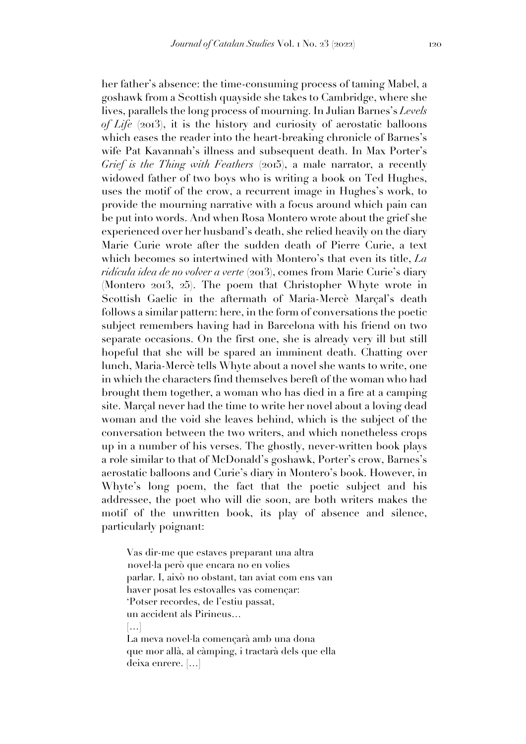her father's absence: the time-consuming process of taming Mabel, a goshawk from a Scottish quayside she takes to Cambridge, where she lives, parallels the long process of mourning. In Julian Barnes's *Levels of Life* (2013), it is the history and curiosity of aerostatic balloons which eases the reader into the heart-breaking chronicle of Barnes's wife Pat Kavannah's illness and subsequent death. In Max Porter's *Grief is the Thing with Feathers* (2015), a male narrator, a recently widowed father of two boys who is writing a book on Ted Hughes, uses the motif of the crow, a recurrent image in Hughes's work, to provide the mourning narrative with a focus around which pain can be put into words. And when Rosa Montero wrote about the grief she experienced over her husband's death, she relied heavily on the diary Marie Curie wrote after the sudden death of Pierre Curie, a text which becomes so intertwined with Montero's that even its title, *La ridícula idea de no volver a verte* (2013), comes from Marie Curie's diary (Montero 2013, 25). The poem that Christopher Whyte wrote in Scottish Gaelic in the aftermath of Maria-Mercè Marçal's death follows a similar pattern: here, in the form of conversations the poetic subject remembers having had in Barcelona with his friend on two separate occasions. On the first one, she is already very ill but still hopeful that she will be spared an imminent death. Chatting over lunch, Maria-Mercè tells Whyte about a novel she wants to write, one in which the characters find themselves bereft of the woman who had brought them together, a woman who has died in a fire at a camping site. Marçal never had the time to write her novel about a loving dead woman and the void she leaves behind, which is the subject of the conversation between the two writers, and which nonetheless crops up in a number of his verses. The ghostly, never-written book plays a role similar to that of McDonald's goshawk, Porter's crow, Barnes's aerostatic balloons and Curie's diary in Montero's book. However, in Whyte's long poem, the fact that the poetic subject and his addressee, the poet who will die soon, are both writers makes the motif of the unwritten book, its play of absence and silence, particularly poignant:

> Vas dir-me que estaves preparant una altra
> novel·la però que encara no en volies
> parlar. I, això no obstant, tan aviat com ens van
> haver posat les estovalles vas començar:
> 'Potser recordes, de l'estiu passat,
> un accident als Pirineus...
> [...]
> La meva novel·la començarà amb una dona
> que mor allà, al càmping, i tractarà dels que ella
> deixa enrere. [...]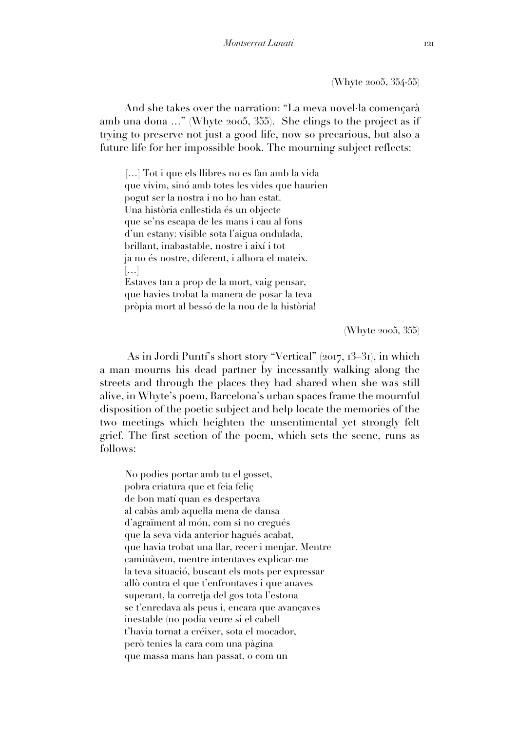(Whyte 2005, 354-55)

And she takes over the narration: “La meva novel·la començarà amb una dona …” (Whyte 2005, 355). She clings to the project as if trying to preserve not just a good life, now so precarious, but also a future life for her impossible book. The mourning subject reflects:

> […] Tot i que els llibres no es fan amb la vida  
> que vivim, sinó amb totes les vides que haurien  
> pogut ser la nostra i no ho han estat.  
> Una història enllestida és un objecte  
> que se’ns escapa de les mans i cau al fons  
> d’un estany: visible sota l’aigua ondulada,  
> brillant, inabastable, nostre i així i tot  
> ja no és nostre, diferent, i alhora el mateix.  
> […]  
> Estaves tan a prop de la mort, vaig pensar,  
> que havies trobat la manera de posar la teva  
> pròpia mort al bessó de la nou de la història!

(Whyte 2005, 355)

As in Jordi Puntí’s short story “Vertical” (2017, 13–31), in which a man mourns his dead partner by incessantly walking along the streets and through the places they had shared when she was still alive, in Whyte’s poem, Barcelona’s urban spaces frame the mournful disposition of the poetic subject and help locate the memories of the two meetings which heighten the unsentimental yet strongly felt grief. The first section of the poem, which sets the scene, runs as follows:

> No podies portar amb tu el gosset,  
> pobra criatura que et feia feliç  
> de bon matí quan es despertava  
> al cabàs amb aquella mena de dansa  
> d’agraïment al món, com si no cregués  
> que la seva vida anterior hagués acabat,  
> que havia trobat una llar, recer i menjar. Mentre  
> caminàvem, mentre intentaves explicar-me  
> la teva situació, buscant els mots per expressar  
> allò contra el que t’enfrontaves i que anaves  
> superant, la corretja del gos tota l’estona  
> se t’enredava als peus i, encara que avançaves  
> inestable (no podia veure si el cabell  
> t’havia tornat a créixer, sota el mocador,  
> però tenies la cara com una pàgina  
> que massa mans han passat, o com un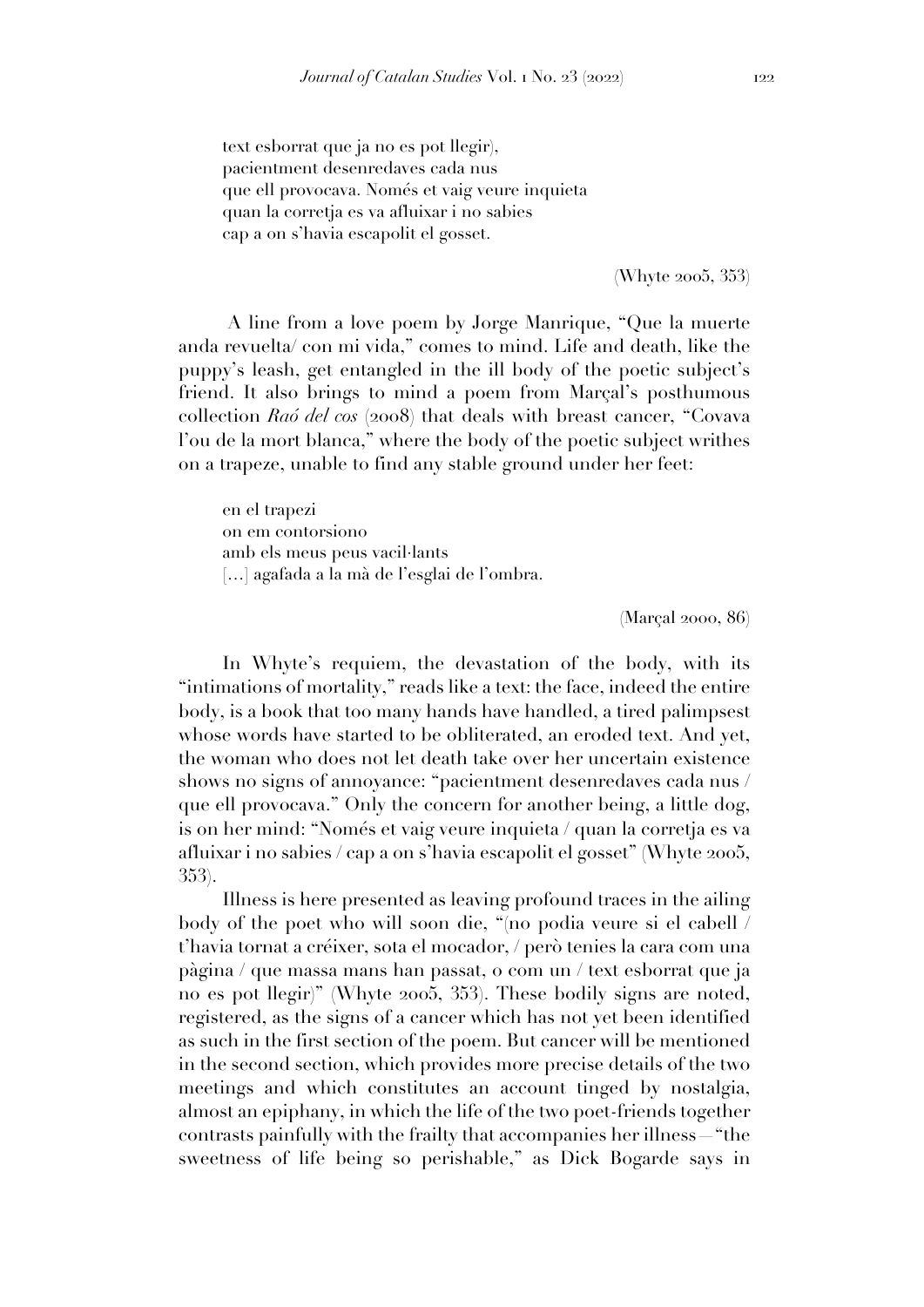text esborrat que ja no es pot llegir),  
pacientment desenredaves cada nus  
que ell provocava. Només et vaig veure inquieta  
quan la corretja es va afluixar i no sabies  
cap a on s'havia escapolit el gosset.

(Whyte 2005, 353)

A line from a love poem by Jorge Manrique, "Que la muerte anda revuelta/ con mi vida," comes to mind. Life and death, like the puppy's leash, get entangled in the ill body of the poetic subject's friend. It also brings to mind a poem from Marçal's posthumous collection *Raó del cos* (2008) that deals with breast cancer, "Covava l'ou de la mort blanca," where the body of the poetic subject writhes on a trapeze, unable to find any stable ground under her feet:

en el trapezi  
on em contorsiono  
amb els meus peus vacil·lants  
[...] agafada a la mà de l'esglai de l'ombra.

(Marçal 2000, 86)

In Whyte's requiem, the devastation of the body, with its "intimations of mortality," reads like a text: the face, indeed the entire body, is a book that too many hands have handled, a tired palimpsest whose words have started to be obliterated, an eroded text. And yet, the woman who does not let death take over her uncertain existence shows no signs of annoyance: "pacientment desenredaves cada nus / que ell provocava." Only the concern for another being, a little dog, is on her mind: "Només et vaig veure inquieta / quan la corretja es va afluixar i no sabies / cap a on s'havia escapolit el gosset" (Whyte 2005, 353).

Illness is here presented as leaving profound traces in the ailing body of the poet who will soon die, "(no podia veure si el cabell / t'havia tornat a créixer, sota el mocador, / però tenies la cara com una pàgina / que massa mans han passat, o com un / text esborrat que ja no es pot llegir)" (Whyte 2005, 353). These bodily signs are noted, registered, as the signs of a cancer which has not yet been identified as such in the first section of the poem. But cancer will be mentioned in the second section, which provides more precise details of the two meetings and which constitutes an account tinged by nostalgia, almost an epiphany, in which the life of the two poet-friends together contrasts painfully with the frailty that accompanies her illness—"the sweetness of life being so perishable," as Dick Bogarde says in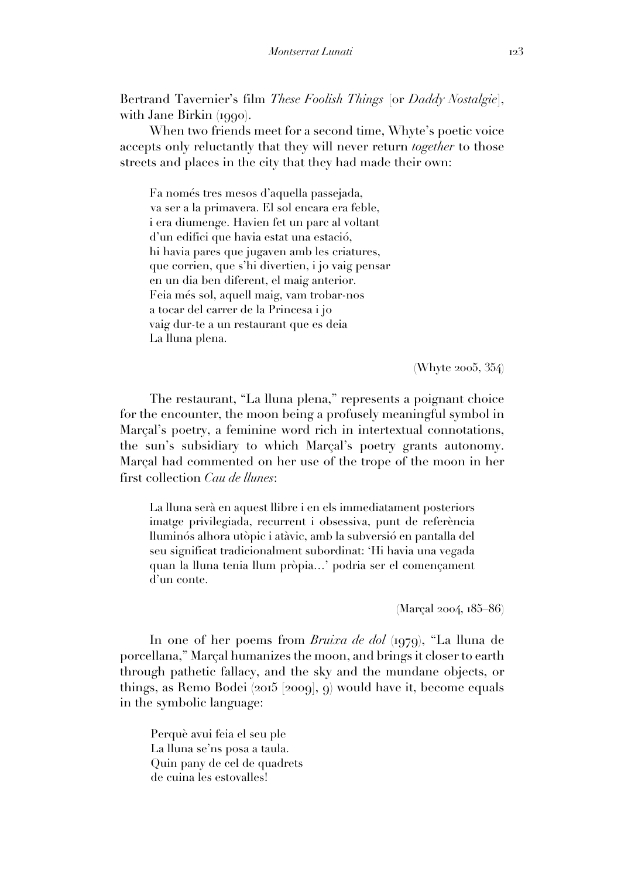Bertrand Tavernier's film *These Foolish Things* [or *Daddy Nostalgie*], with Jane Birkin (1990).

When two friends meet for a second time, Whyte's poetic voice accepts only reluctantly that they will never return *together* to those streets and places in the city that they had made their own:

> Fa només tres mesos d'aquella passejada,
> va ser a la primavera. El sol encara era feble,
> i era diumenge. Havien fet un parc al voltant
> d'un edifici que havia estat una estació,
> hi havia pares que jugaven amb les criatures,
> que corrien, que s'hi divertien, i jo vaig pensar
> en un dia ben diferent, el maig anterior.
> Feia més sol, aquell maig, vam trobar-nos
> a tocar del carrer de la Princesa i jo
> vaig dur-te a un restaurant que es deia
> La lluna plena.
>
> (Whyte 2005, 354)

The restaurant, "La lluna plena," represents a poignant choice for the encounter, the moon being a profusely meaningful symbol in Marçal's poetry, a feminine word rich in intertextual connotations, the sun's subsidiary to which Marçal's poetry grants autonomy. Marçal had commented on her use of the trope of the moon in her first collection *Cau de llunes*:

> La lluna serà en aquest llibre i en els immediatament posteriors imatge privilegiada, recurrent i obsessiva, punt de referència lluminós alhora utòpic i atàvic, amb la subversió en pantalla del seu significat tradicionalment subordinat: 'Hi havia una vegada quan la lluna tenia llum pròpia…' podria ser el començament d'un conte.
>
> (Marçal 2004, 185–86)

In one of her poems from *Bruixa de dol* (1979), "La lluna de porcellana," Marçal humanizes the moon, and brings it closer to earth through pathetic fallacy, and the sky and the mundane objects, or things, as Remo Bodei (2015 [2009], 9) would have it, become equals in the symbolic language:

> Perquè avui feia el seu ple
> La lluna se'ns posa a taula.
> Quin pany de cel de quadrets
> de cuina les estovalles!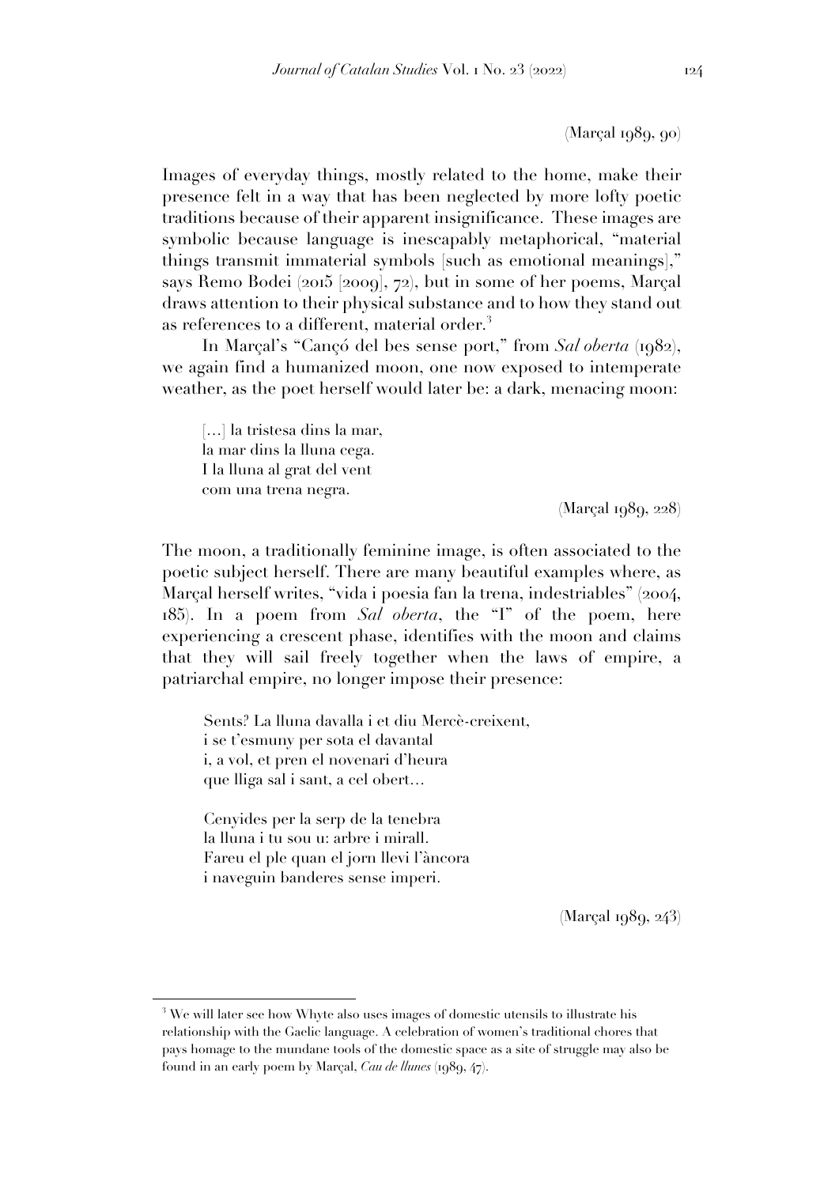(Marçal 1989, 90)

Images of everyday things, mostly related to the home, make their presence felt in a way that has been neglected by more lofty poetic traditions because of their apparent insignificance. These images are symbolic because language is inescapably metaphorical, "material things transmit immaterial symbols [such as emotional meanings]," says Remo Bodei (2015 [2009], 72), but in some of her poems, Marçal draws attention to their physical substance and to how they stand out as references to a different, material order.[3]

In Marçal's "Cançó del bes sense port," from *Sal oberta* (1982), we again find a humanized moon, one now exposed to intemperate weather, as the poet herself would later be: a dark, menacing moon:

> […] la tristesa dins la mar,
> la mar dins la lluna cega.
> I la lluna al grat del vent
> com una trena negra.
>
> (Marçal 1989, 228)

The moon, a traditionally feminine image, is often associated to the poetic subject herself. There are many beautiful examples where, as Marçal herself writes, "vida i poesia fan la trena, indestriables" (2004, 185). In a poem from *Sal oberta*, the "I" of the poem, here experiencing a crescent phase, identifies with the moon and claims that they will sail freely together when the laws of empire, a patriarchal empire, no longer impose their presence:

> Sents? La lluna davalla i et diu Mercè-creixent,
> i se t'esmuny per sota el davantal
> i, a vol, et pren el novenari d'heura
> que lliga sal i sant, a cel obert…
>
> Cenyides per la serp de la tenebra
> la lluna i tu sou u: arbre i mirall.
> Fareu el ple quan el jorn llevi l'àncora
> i naveguin banderes sense imperi.
>
> (Marçal 1989, 243)

---

[3] We will later see how Whyte also uses images of domestic utensils to illustrate his relationship with the Gaelic language. A celebration of women's traditional chores that pays homage to the mundane tools of the domestic space as a site of struggle may also be found in an early poem by Marçal, *Cau de llunes* (1989, 47).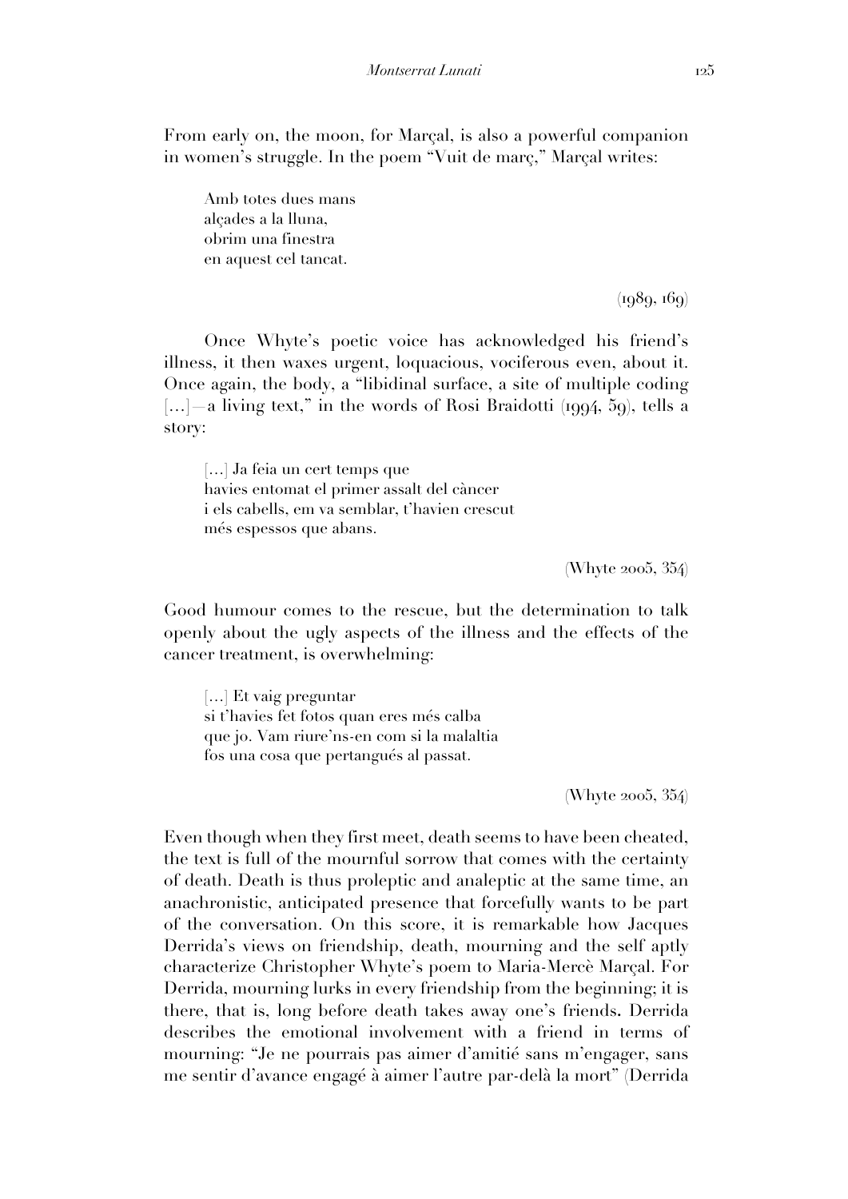From early on, the moon, for Marçal, is also a powerful companion in women's struggle. In the poem "Vuit de març," Marçal writes:

> Amb totes dues mans
> alçades a la lluna,
> obrim una finestra
> en aquest cel tancat.
>
> (1989, 169)

Once Whyte's poetic voice has acknowledged his friend's illness, it then waxes urgent, loquacious, vociferous even, about it. Once again, the body, a "libidinal surface, a site of multiple coding [...]—a living text," in the words of Rosi Braidotti (1994, 59), tells a story:

> [...] Ja feia un cert temps que
> havies entomat el primer assalt del càncer
> i els cabells, em va semblar, t'havien crescut
> més espessos que abans.
>
> (Whyte 2005, 354)

Good humour comes to the rescue, but the determination to talk openly about the ugly aspects of the illness and the effects of the cancer treatment, is overwhelming:

> [...] Et vaig preguntar
> si t'havies fet fotos quan eres més calba
> que jo. Vam riure'ns-en com si la malaltia
> fos una cosa que pertangués al passat.
>
> (Whyte 2005, 354)

Even though when they first meet, death seems to have been cheated, the text is full of the mournful sorrow that comes with the certainty of death. Death is thus proleptic and analeptic at the same time, an anachronistic, anticipated presence that forcefully wants to be part of the conversation. On this score, it is remarkable how Jacques Derrida's views on friendship, death, mourning and the self aptly characterize Christopher Whyte's poem to Maria-Mercè Marçal. For Derrida, mourning lurks in every friendship from the beginning; it is there, that is, long before death takes away one's friends. Derrida describes the emotional involvement with a friend in terms of mourning: "Je ne pourrais pas aimer d'amitié sans m'engager, sans me sentir d'avance engagé à aimer l'autre par-delà la mort" (Derrida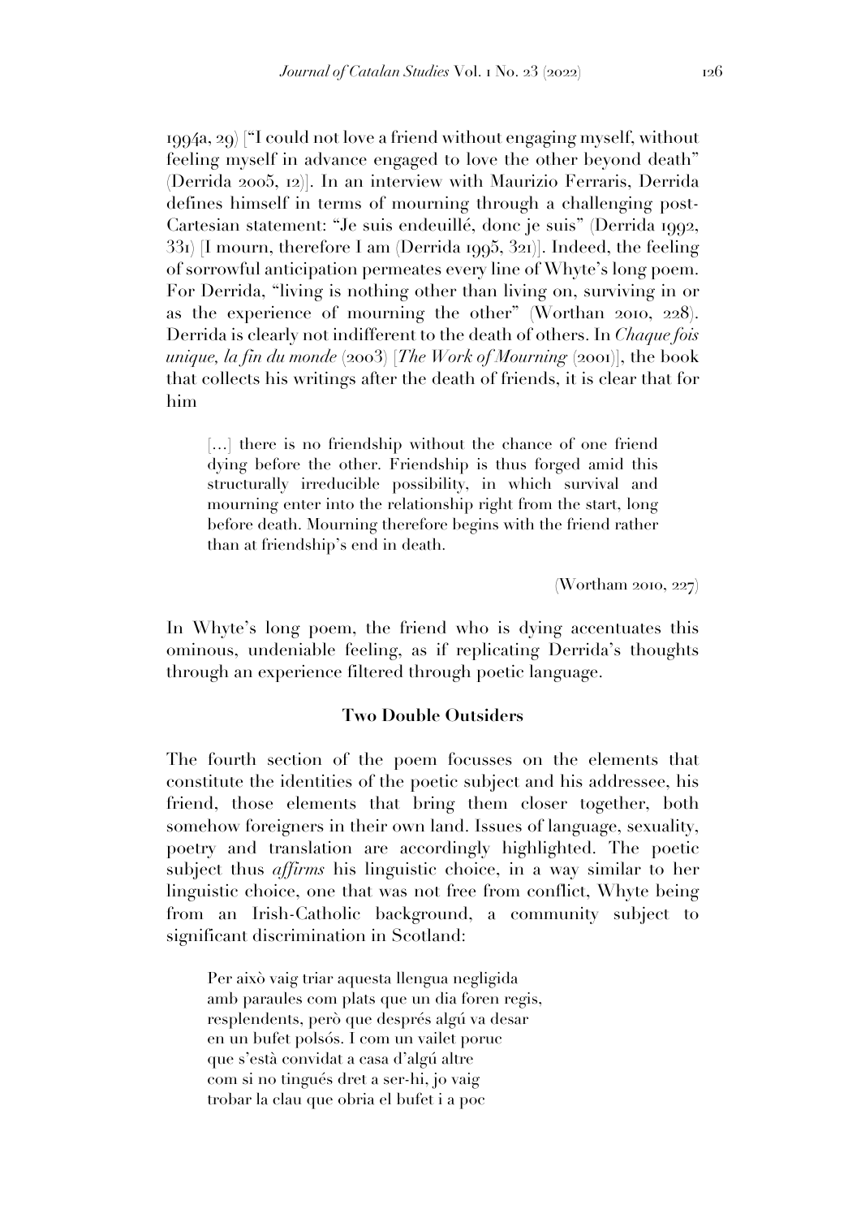1994a, 29) ["I could not love a friend without engaging myself, without feeling myself in advance engaged to love the other beyond death" (Derrida 2005, 12)]. In an interview with Maurizio Ferraris, Derrida defines himself in terms of mourning through a challenging post-Cartesian statement: "Je suis endeuillé, donc je suis" (Derrida 1992, 331) [I mourn, therefore I am (Derrida 1995, 321)]. Indeed, the feeling of sorrowful anticipation permeates every line of Whyte's long poem. For Derrida, "living is nothing other than living on, surviving in or as the experience of mourning the other" (Worthan 2010, 228). Derrida is clearly not indifferent to the death of others. In *Chaque fois unique, la fin du monde* (2003) [*The Work of Mourning* (2001)], the book that collects his writings after the death of friends, it is clear that for him

> [...] there is no friendship without the chance of one friend dying before the other. Friendship is thus forged amid this structurally irreducible possibility, in which survival and mourning enter into the relationship right from the start, long before death. Mourning therefore begins with the friend rather than at friendship's end in death.
>
> (Wortham 2010, 227)

In Whyte's long poem, the friend who is dying accentuates this ominous, undeniable feeling, as if replicating Derrida's thoughts through an experience filtered through poetic language.

### Two Double Outsiders

The fourth section of the poem focusses on the elements that constitute the identities of the poetic subject and his addressee, his friend, those elements that bring them closer together, both somehow foreigners in their own land. Issues of language, sexuality, poetry and translation are accordingly highlighted. The poetic subject thus *affirms* his linguistic choice, in a way similar to her linguistic choice, one that was not free from conflict, Whyte being from an Irish-Catholic background, a community subject to significant discrimination in Scotland:

> Per això vaig triar aquesta llengua negligida
> amb paraules com plats que un dia foren regis,
> resplendents, però que després algú va desar
> en un bufet polsós. I com un vailet poruc
> que s'està convidat a casa d'algú altre
> com si no tingués dret a ser-hi, jo vaig
> trobar la clau que obria el bufet i a poc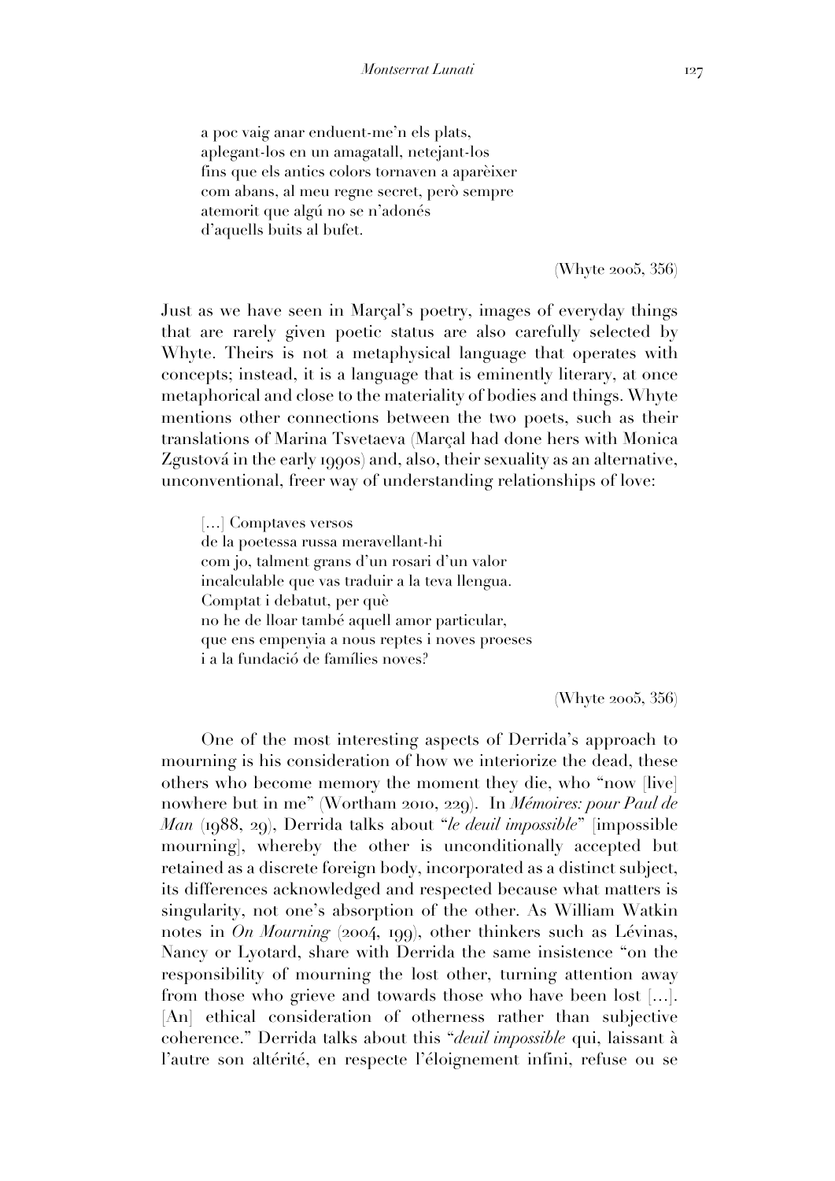a poc vaig anar enduent-me'n els plats,
aplegant-los en un amagatall, netejant-los
fins que els antics colors tornaven a aparèixer
com abans, al meu regne secret, però sempre
atemorit que algú no se n'adonés
d'aquells buits al bufet.

(Whyte 2005, 356)

Just as we have seen in Marçal's poetry, images of everyday things that are rarely given poetic status are also carefully selected by Whyte. Theirs is not a metaphysical language that operates with concepts; instead, it is a language that is eminently literary, at once metaphorical and close to the materiality of bodies and things. Whyte mentions other connections between the two poets, such as their translations of Marina Tsvetaeva (Marçal had done hers with Monica Zgustová in the early 1990s) and, also, their sexuality as an alternative, unconventional, freer way of understanding relationships of love:

[...] Comptaves versos
de la poetessa russa meravellant-hi
com jo, talment grans d'un rosari d'un valor
incalculable que vas traduir a la teva llengua.
Comptat i debatut, per què
no he de lloar també aquell amor particular,
que ens empenyia a nous reptes i noves proeses
i a la fundació de famílies noves?

(Whyte 2005, 356)

One of the most interesting aspects of Derrida's approach to mourning is his consideration of how we interiorize the dead, these others who become memory the moment they die, who "now [live] nowhere but in me" (Wortham 2010, 229). In *Mémoires: pour Paul de Man* (1988, 29), Derrida talks about "*le deuil impossible*" [impossible mourning], whereby the other is unconditionally accepted but retained as a discrete foreign body, incorporated as a distinct subject, its differences acknowledged and respected because what matters is singularity, not one's absorption of the other. As William Watkin notes in *On Mourning* (2004, 199), other thinkers such as Lévinas, Nancy or Lyotard, share with Derrida the same insistence "on the responsibility of mourning the lost other, turning attention away from those who grieve and towards those who have been lost [...]. [An] ethical consideration of otherness rather than subjective coherence." Derrida talks about this "*deuil impossible* qui, laissant à l'autre son altérité, en respecte l'éloignement infini, refuse ou se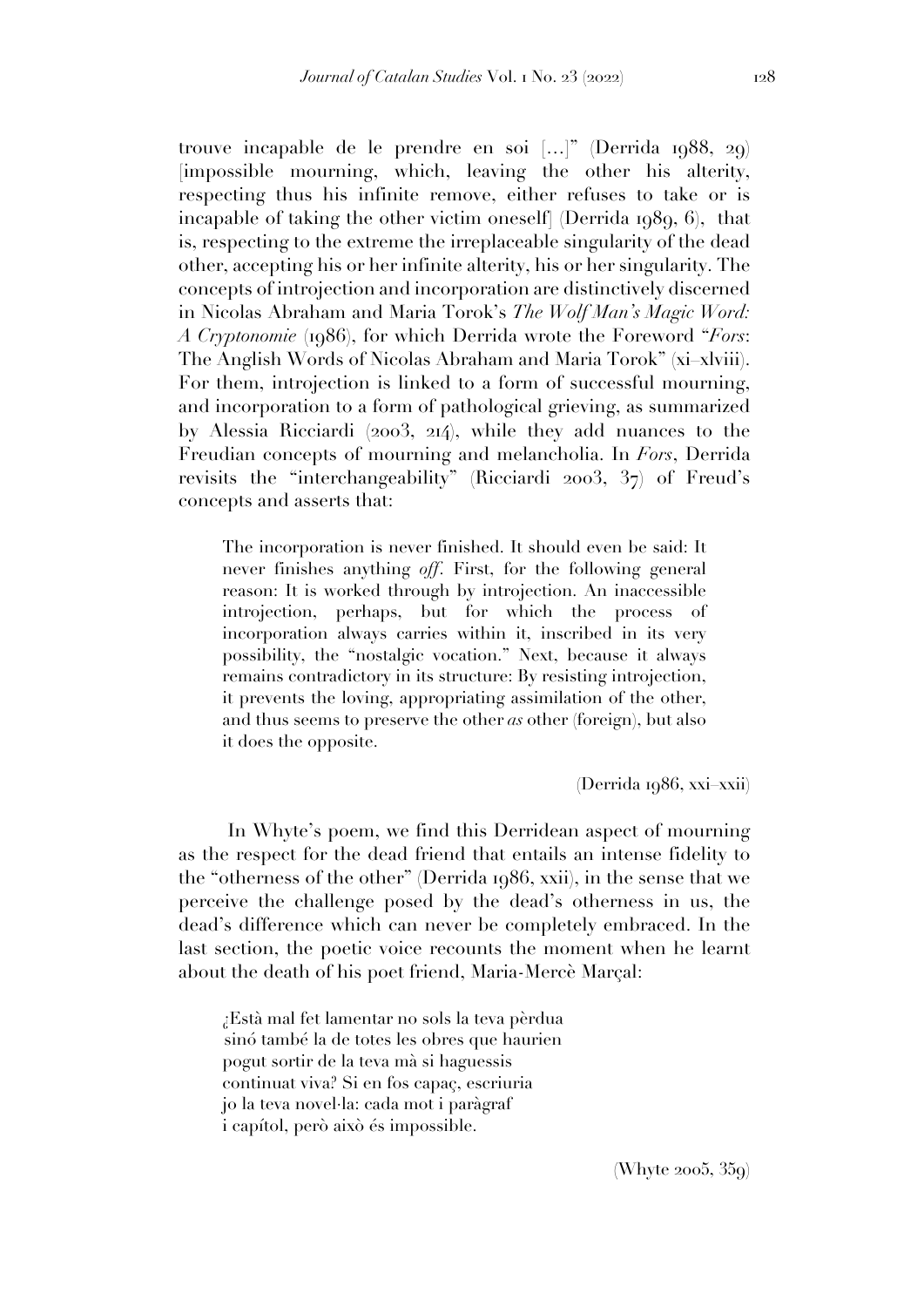trouve incapable de le prendre en soi [...]" (Derrida 1988, 29) [impossible mourning, which, leaving the other his alterity, respecting thus his infinite remove, either refuses to take or is incapable of taking the other victim oneself] (Derrida 1989, 6), that is, respecting to the extreme the irreplaceable singularity of the dead other, accepting his or her infinite alterity, his or her singularity. The concepts of introjection and incorporation are distinctively discerned in Nicolas Abraham and Maria Torok's *The Wolf Man's Magic Word: A Cryptonomie* (1986), for which Derrida wrote the Foreword "*Fors*: The Anglish Words of Nicolas Abraham and Maria Torok" (xi–xlviii). For them, introjection is linked to a form of successful mourning, and incorporation to a form of pathological grieving, as summarized by Alessia Ricciardi (2003, 214), while they add nuances to the Freudian concepts of mourning and melancholia. In *Fors*, Derrida revisits the "interchangeability" (Ricciardi 2003, 37) of Freud's concepts and asserts that:

> The incorporation is never finished. It should even be said: It never finishes anything *off*. First, for the following general reason: It is worked through by introjection. An inaccessible introjection, perhaps, but for which the process of incorporation always carries within it, inscribed in its very possibility, the "nostalgic vocation." Next, because it always remains contradictory in its structure: By resisting introjection, it prevents the loving, appropriating assimilation of the other, and thus seems to preserve the other *as* other (foreign), but also it does the opposite.
>
> (Derrida 1986, xxi–xxii)

In Whyte's poem, we find this Derridean aspect of mourning as the respect for the dead friend that entails an intense fidelity to the "otherness of the other" (Derrida 1986, xxii), in the sense that we perceive the challenge posed by the dead's otherness in us, the dead's difference which can never be completely embraced. In the last section, the poetic voice recounts the moment when he learnt about the death of his poet friend, Maria-Mercè Marçal:

> ¿Està mal fet lamentar no sols la teva pèrdua
> sinó també la de totes les obres que haurien
> pogut sortir de la teva mà si haguessis
> continuat viva? Si en fos capaç, escriuria
> jo la teva novel·la: cada mot i paràgraf
> i capítol, però això és impossible.
>
> (Whyte 2005, 359)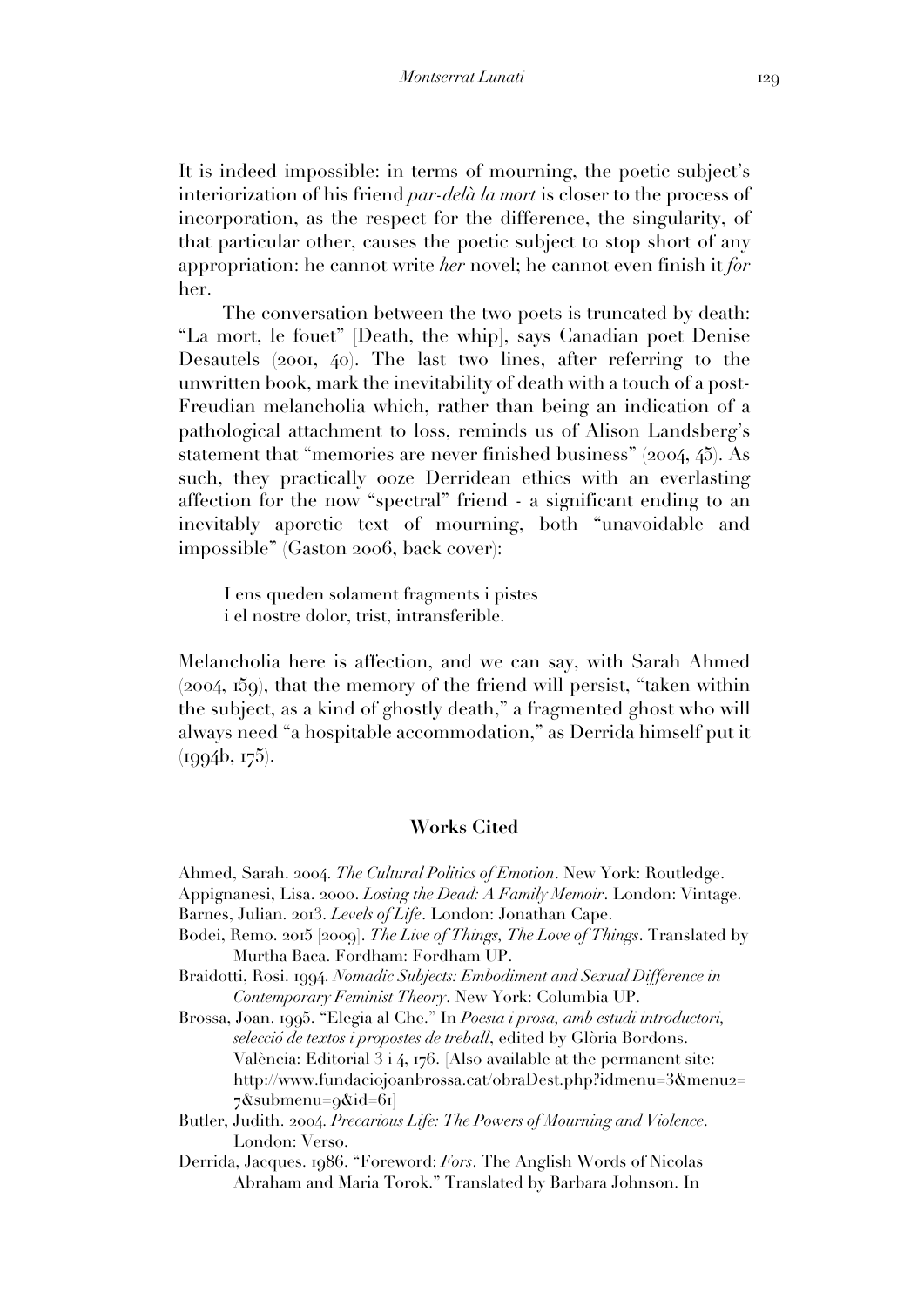It is indeed impossible: in terms of mourning, the poetic subject's interiorization of his friend *par-delà la mort* is closer to the process of incorporation, as the respect for the difference, the singularity, of that particular other, causes the poetic subject to stop short of any appropriation: he cannot write *her* novel; he cannot even finish it *for* her.

The conversation between the two poets is truncated by death: "La mort, le fouet" [Death, the whip], says Canadian poet Denise Desautels (2001, 40). The last two lines, after referring to the unwritten book, mark the inevitability of death with a touch of a post-Freudian melancholia which, rather than being an indication of a pathological attachment to loss, reminds us of Alison Landsberg's statement that "memories are never finished business" (2004, 45). As such, they practically ooze Derridean ethics with an everlasting affection for the now "spectral" friend - a significant ending to an inevitably aporetic text of mourning, both "unavoidable and impossible" (Gaston 2006, back cover):

> I ens queden solament fragments i pistes
> i el nostre dolor, trist, intransferible.

Melancholia here is affection, and we can say, with Sarah Ahmed (2004, 159), that the memory of the friend will persist, "taken within the subject, as a kind of ghostly death," a fragmented ghost who will always need "a hospitable accommodation," as Derrida himself put it (1994b, 175).

## Works Cited

Ahmed, Sarah. 2004. *The Cultural Politics of Emotion*. New York: Routledge.

Appignanesi, Lisa. 2000. *Losing the Dead: A Family Memoir*. London: Vintage.

Barnes, Julian. 2013. *Levels of Life*. London: Jonathan Cape.

Bodei, Remo. 2015 [2009]. *The Live of Things, The Love of Things*. Translated by Murtha Baca. Fordham: Fordham UP.

Braidotti, Rosi. 1994. *Nomadic Subjects: Embodiment and Sexual Difference in Contemporary Feminist Theory*. New York: Columbia UP.

Brossa, Joan. 1995. "Elegia al Che." In *Poesia i prosa, amb estudi introductori, selecció de textos i propostes de treball*, edited by Glòria Bordons. València: Editorial 3 i 4, 176. [Also available at the permanent site: http://www.fundaciojoanbrossa.cat/obraDest.php?idmenu=3&menu2=7&submenu=9&id=61]

Butler, Judith. 2004. *Precarious Life: The Powers of Mourning and Violence*. London: Verso.

Derrida, Jacques. 1986. "Foreword: *Fors*. The Anglish Words of Nicolas Abraham and Maria Torok." Translated by Barbara Johnson. In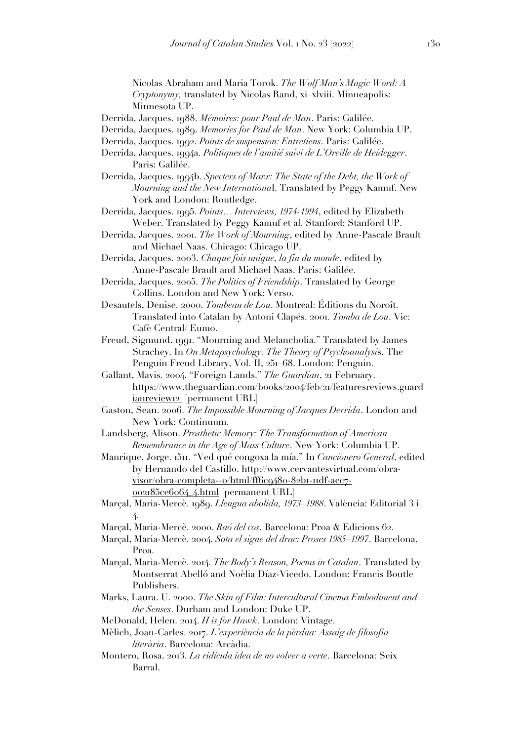Nicolas Abraham and Maria Torok. *The Wolf Man's Magic Word: A Cryptonymy*, translated by Nicolas Rand, xi–xlviii. Minneapolis: Minnesota UP.

Derrida, Jacques. 1988. *Mémoires: pour Paul de Man*. Paris: Galilée.

Derrida, Jacques. 1989. *Memories for Paul de Man*. New York: Columbia UP.

Derrida, Jacques. 1992. *Points de suspension: Entretiens*. Paris: Galilée.

Derrida, Jacques. 1994a. *Politiques de l'amitié suivi de L'Oreille de Heidegger*. Paris: Galilée.

Derrida, Jacques. 1994b. *Specters of Marx: The State of the Debt, the Work of Mourning and the New International*. Translated by Peggy Kamuf. New York and London: Routledge.

Derrida, Jacques. 1995. *Points… Interviews, 1974-1994*, edited by Elizabeth Weber. Translated by Peggy Kamuf et al. Stanford: Stanford UP.

Derrida, Jacques. 2001. *The Work of Mourning*, edited by Anne-Pascale Brault and Michael Naas. Chicago: Chicago UP.

Derrida, Jacques. 2003. *Chaque fois unique, la fin du monde*, edited by Anne-Pascale Brault and Michael Naas. Paris: Galilée.

Derrida, Jacques. 2005. *The Politics of Friendship*. Translated by George Collins. London and New York: Verso.

Desautels, Denise. 2000. *Tombeau de Lou*. Montreal: Éditions du Noroît. Translated into Catalan by Antoni Clapés. 2001. *Tomba de Lou*. Vic: Cafè Central/ Eumo.

Freud, Sigmund. 1991. "Mourning and Melancholia." Translated by James Strachey. In *On Metapsychology: The Theory of Psychoanalysis*, The Penguin Freud Library, Vol. II, 251–68. London: Penguin.

Gallant, Mavis. 2004. "Foreign Lands." *The Guardian*, 21 February. https://www.theguardian.com/books/2004/feb/21/featuresreviews.guardianreview12 [permanent URL]

Gaston, Sean. 2006. *The Impossible Mourning of Jacques Derrida*. London and New York: Continuum.

Landsberg, Alison. *Prosthetic Memory: The Transformation of American Remembrance in the Age of Mass Culture*. New York: Columbia UP.

Manrique, Jorge. 1511. "Ved qué congoxa la mía." In *Cancionero General*, edited by Hernando del Castillo. http://www.cervantesvirtual.com/obra-visor/obra-completa--0/html/ff6c9480-82b1-11df-acc7-002185ce6064_4.html [permanent URL]

Marçal, Maria-Mercè. 1989. *Llengua abolida, 1973–1988*. València: Editorial 3 i 4.

Marçal, Maria-Mercè. 2000. *Raó del cos*. Barcelona: Proa & Edicions 62.

Marçal, Maria-Mercè. 2004. *Sota el signe del drac: Proses 1985–1997*. Barcelona, Proa.

Marçal, Maria-Mercè. 2014. *The Body's Reason, Poems in Catalan*. Translated by Montserrat Abelló and Noèlia Díaz-Vicedo. London: Francis Boutle Publishers.

Marks, Laura. U. 2000. *The Skin of Film: Intercultural Cinema Embodiment and the Senses*. Durham and London: Duke UP.

McDonald, Helen. 2014. *H is for Hawk*. London: Vintage.

Mèlich, Joan-Carles. 2017. *L'experiència de la pèrdua: Assaig de filosofia literària*. Barcelona: Arcàdia.

Montero, Rosa. 2013. *La ridícula idea de no volver a verte*. Barcelona: Seix Barral.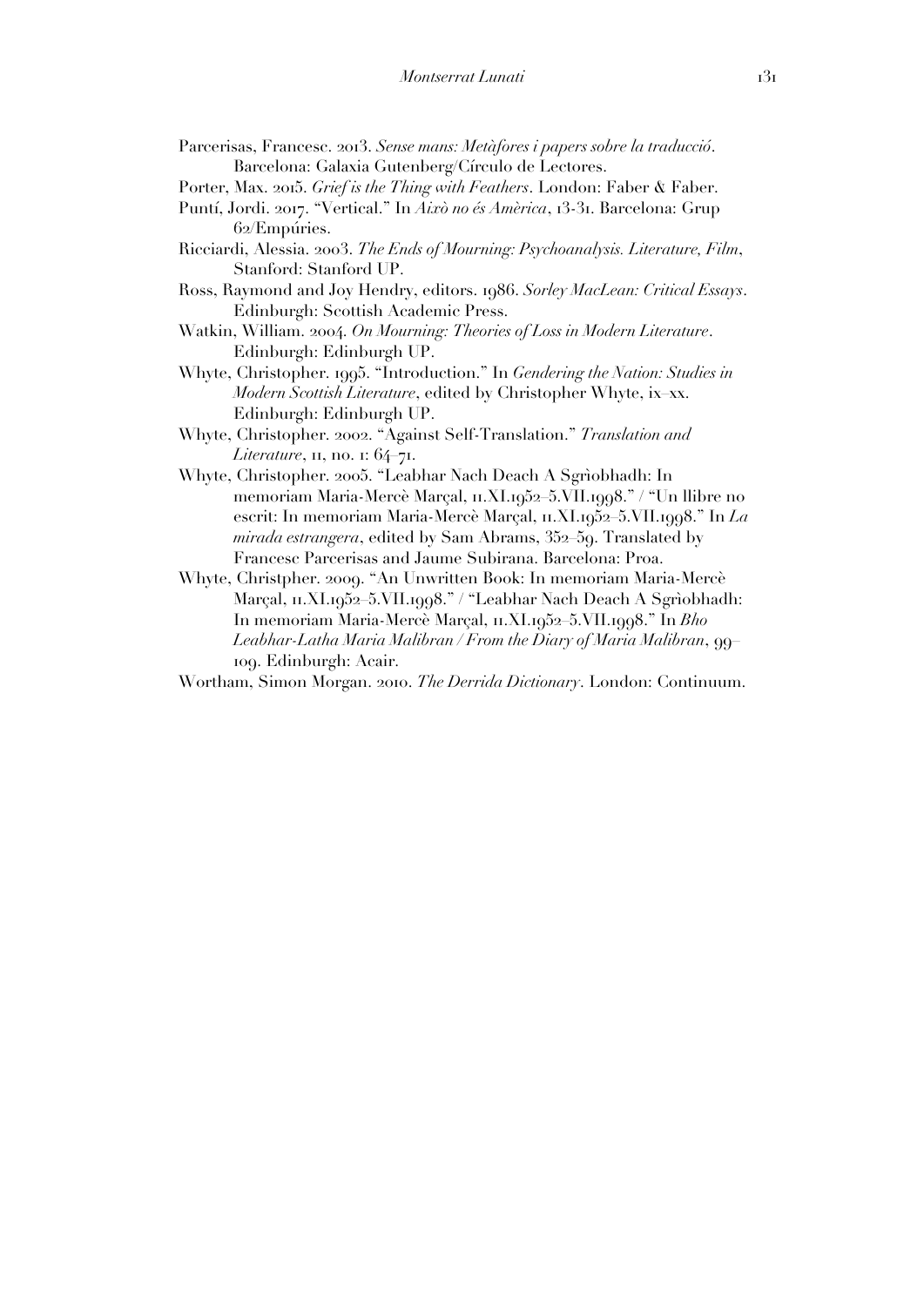Parcerisas, Francesc. 2013. *Sense mans: Metàfores i papers sobre la traducció*. Barcelona: Galaxia Gutenberg/Círculo de Lectores.

Porter, Max. 2015. *Grief is the Thing with Feathers*. London: Faber & Faber.

Puntí, Jordi. 2017. "Vertical." In *Això no és Amèrica*, 13-31. Barcelona: Grup 62/Empúries.

Ricciardi, Alessia. 2003. *The Ends of Mourning: Psychoanalysis. Literature, Film*, Stanford: Stanford UP.

Ross, Raymond and Joy Hendry, editors. 1986. *Sorley MacLean: Critical Essays*. Edinburgh: Scottish Academic Press.

Watkin, William. 2004. *On Mourning: Theories of Loss in Modern Literature*. Edinburgh: Edinburgh UP.

Whyte, Christopher. 1995. "Introduction." In *Gendering the Nation: Studies in Modern Scottish Literature*, edited by Christopher Whyte, ix–xx. Edinburgh: Edinburgh UP.

Whyte, Christopher. 2002. "Against Self-Translation." *Translation and Literature*, 11, no. 1: 64–71.

Whyte, Christopher. 2005. "Leabhar Nach Deach A Sgrìobhadh: In memoriam Maria-Mercè Marçal, 11.XI.1952–5.VII.1998." / "Un llibre no escrit: In memoriam Maria-Mercè Marçal, 11.XI.1952–5.VII.1998." In *La mirada estrangera*, edited by Sam Abrams, 352–59. Translated by Francesc Parcerisas and Jaume Subirana. Barcelona: Proa.

Whyte, Christpher. 2009. "An Unwritten Book: In memoriam Maria-Mercè Marçal, 11.XI.1952–5.VII.1998." / "Leabhar Nach Deach A Sgrìobhadh: In memoriam Maria-Mercè Marçal, 11.XI.1952–5.VII.1998." In *Bho Leabhar-Latha Maria Malibran / From the Diary of Maria Malibran*, 99–109. Edinburgh: Acair.

Wortham, Simon Morgan. 2010. *The Derrida Dictionary*. London: Continuum.